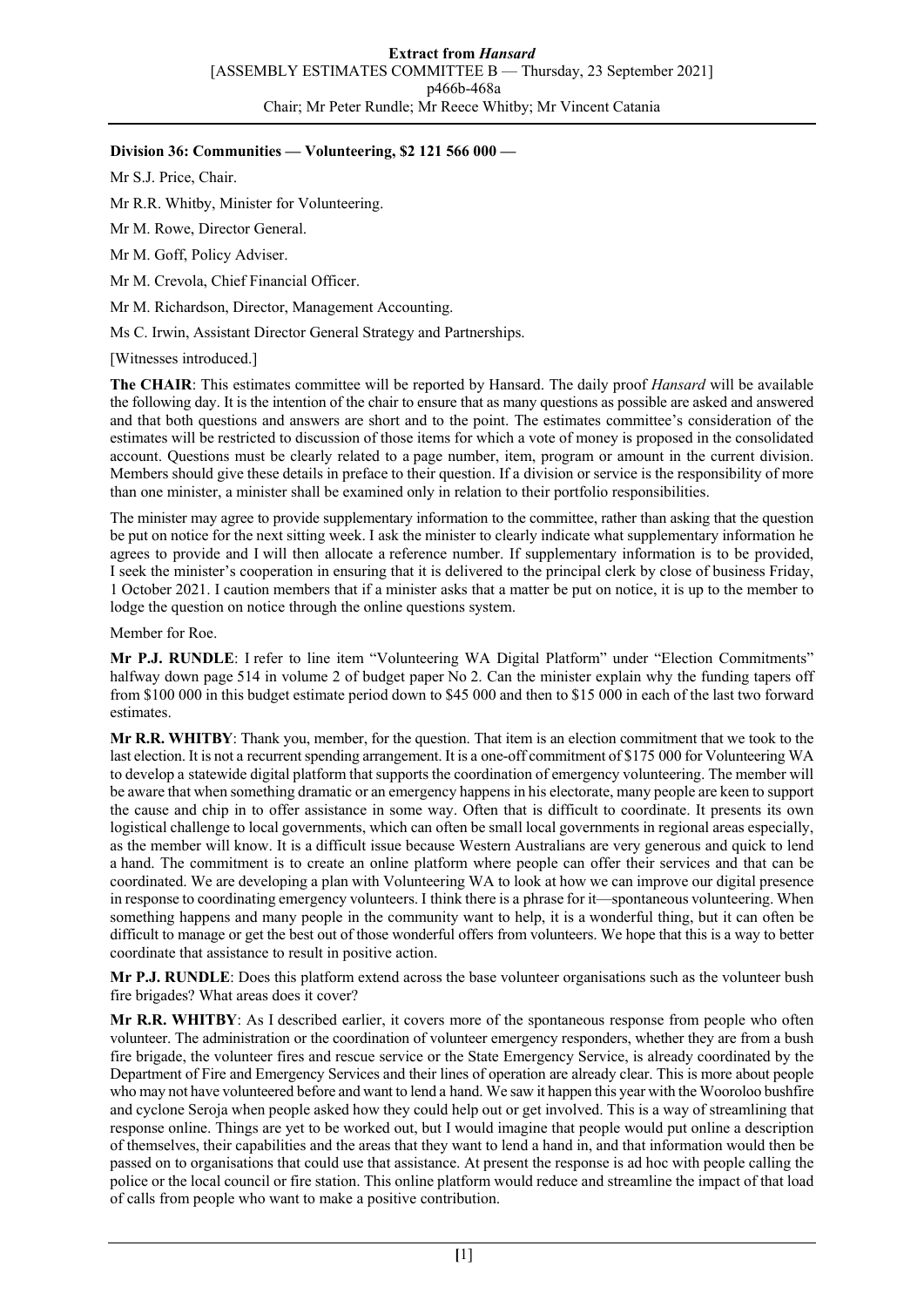**Division 36: Communities — Volunteering, $2 121 566 000 —**

Mr S.J. Price, Chair.

Mr R.R. Whitby, Minister for Volunteering.

Mr M. Rowe, Director General.

Mr M. Goff, Policy Adviser.

Mr M. Crevola, Chief Financial Officer.

Mr M. Richardson, Director, Management Accounting.

Ms C. Irwin, Assistant Director General Strategy and Partnerships.

[Witnesses introduced.]

**The CHAIR**: This estimates committee will be reported by Hansard. The daily proof *Hansard* will be available the following day. It is the intention of the chair to ensure that as many questions as possible are asked and answered and that both questions and answers are short and to the point. The estimates committee's consideration of the estimates will be restricted to discussion of those items for which a vote of money is proposed in the consolidated account. Questions must be clearly related to a page number, item, program or amount in the current division. Members should give these details in preface to their question. If a division or service is the responsibility of more than one minister, a minister shall be examined only in relation to their portfolio responsibilities.

The minister may agree to provide supplementary information to the committee, rather than asking that the question be put on notice for the next sitting week. I ask the minister to clearly indicate what supplementary information he agrees to provide and I will then allocate a reference number. If supplementary information is to be provided, I seek the minister's cooperation in ensuring that it is delivered to the principal clerk by close of business Friday, 1 October 2021. I caution members that if a minister asks that a matter be put on notice, it is up to the member to lodge the question on notice through the online questions system.

Member for Roe.

**Mr P.J. RUNDLE**: I refer to line item "Volunteering WA Digital Platform" under "Election Commitments" halfway down page 514 in volume 2 of budget paper No 2. Can the minister explain why the funding tapers off from $100 000 in this budget estimate period down to $45 000 and then to $15 000 in each of the last two forward estimates.

**Mr R.R. WHITBY**: Thank you, member, for the question. That item is an election commitment that we took to the last election. It is not a recurrent spending arrangement. It is a one-off commitment of $175 000 for Volunteering WA to develop a statewide digital platform that supports the coordination of emergency volunteering. The member will be aware that when something dramatic or an emergency happens in his electorate, many people are keen to support the cause and chip in to offer assistance in some way. Often that is difficult to coordinate. It presents its own logistical challenge to local governments, which can often be small local governments in regional areas especially, as the member will know. It is a difficult issue because Western Australians are very generous and quick to lend a hand. The commitment is to create an online platform where people can offer their services and that can be coordinated. We are developing a plan with Volunteering WA to look at how we can improve our digital presence in response to coordinating emergency volunteers. I think there is a phrase for it—spontaneous volunteering. When something happens and many people in the community want to help, it is a wonderful thing, but it can often be difficult to manage or get the best out of those wonderful offers from volunteers. We hope that this is a way to better coordinate that assistance to result in positive action.

**Mr P.J. RUNDLE**: Does this platform extend across the base volunteer organisations such as the volunteer bush fire brigades? What areas does it cover?

**Mr R.R. WHITBY**: As I described earlier, it covers more of the spontaneous response from people who often volunteer. The administration or the coordination of volunteer emergency responders, whether they are from a bush fire brigade, the volunteer fires and rescue service or the State Emergency Service, is already coordinated by the Department of Fire and Emergency Services and their lines of operation are already clear. This is more about people who may not have volunteered before and want to lend a hand. We saw it happen this year with the Wooroloo bushfire and cyclone Seroja when people asked how they could help out or get involved. This is a way of streamlining that response online. Things are yet to be worked out, but I would imagine that people would put online a description of themselves, their capabilities and the areas that they want to lend a hand in, and that information would then be passed on to organisations that could use that assistance. At present the response is ad hoc with people calling the police or the local council or fire station. This online platform would reduce and streamline the impact of that load of calls from people who want to make a positive contribution.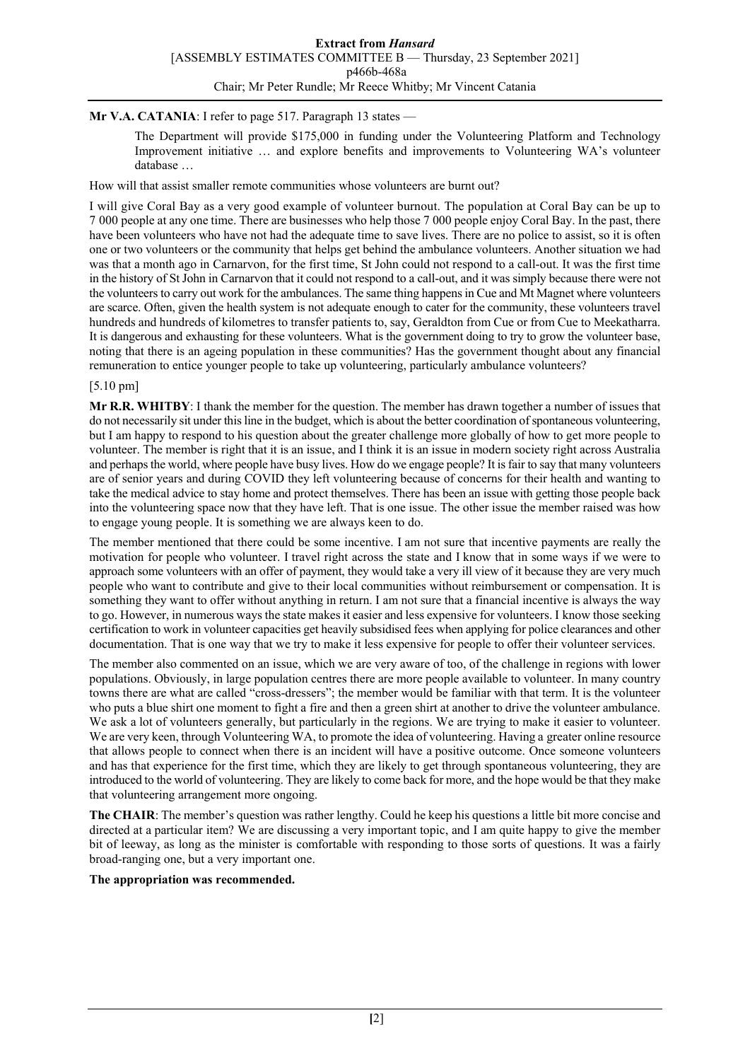**Mr V.A. CATANIA**: I refer to page 517. Paragraph 13 states —

> The Department will provide $175,000 in funding under the Volunteering Platform and Technology Improvement initiative … and explore benefits and improvements to Volunteering WA's volunteer database …

How will that assist smaller remote communities whose volunteers are burnt out?

I will give Coral Bay as a very good example of volunteer burnout. The population at Coral Bay can be up to 7 000 people at any one time. There are businesses who help those 7 000 people enjoy Coral Bay. In the past, there have been volunteers who have not had the adequate time to save lives. There are no police to assist, so it is often one or two volunteers or the community that helps get behind the ambulance volunteers. Another situation we had was that a month ago in Carnarvon, for the first time, St John could not respond to a call-out. It was the first time in the history of St John in Carnarvon that it could not respond to a call-out, and it was simply because there were not the volunteers to carry out work for the ambulances. The same thing happens in Cue and Mt Magnet where volunteers are scarce. Often, given the health system is not adequate enough to cater for the community, these volunteers travel hundreds and hundreds of kilometres to transfer patients to, say, Geraldton from Cue or from Cue to Meekatharra. It is dangerous and exhausting for these volunteers. What is the government doing to try to grow the volunteer base, noting that there is an ageing population in these communities? Has the government thought about any financial remuneration to entice younger people to take up volunteering, particularly ambulance volunteers?

[5.10 pm]

**Mr R.R. WHITBY**: I thank the member for the question. The member has drawn together a number of issues that do not necessarily sit under this line in the budget, which is about the better coordination of spontaneous volunteering, but I am happy to respond to his question about the greater challenge more globally of how to get more people to volunteer. The member is right that it is an issue, and I think it is an issue in modern society right across Australia and perhaps the world, where people have busy lives. How do we engage people? It is fair to say that many volunteers are of senior years and during COVID they left volunteering because of concerns for their health and wanting to take the medical advice to stay home and protect themselves. There has been an issue with getting those people back into the volunteering space now that they have left. That is one issue. The other issue the member raised was how to engage young people. It is something we are always keen to do.

The member mentioned that there could be some incentive. I am not sure that incentive payments are really the motivation for people who volunteer. I travel right across the state and I know that in some ways if we were to approach some volunteers with an offer of payment, they would take a very ill view of it because they are very much people who want to contribute and give to their local communities without reimbursement or compensation. It is something they want to offer without anything in return. I am not sure that a financial incentive is always the way to go. However, in numerous ways the state makes it easier and less expensive for volunteers. I know those seeking certification to work in volunteer capacities get heavily subsidised fees when applying for police clearances and other documentation. That is one way that we try to make it less expensive for people to offer their volunteer services.

The member also commented on an issue, which we are very aware of too, of the challenge in regions with lower populations. Obviously, in large population centres there are more people available to volunteer. In many country towns there are what are called "cross-dressers"; the member would be familiar with that term. It is the volunteer who puts a blue shirt one moment to fight a fire and then a green shirt at another to drive the volunteer ambulance. We ask a lot of volunteers generally, but particularly in the regions. We are trying to make it easier to volunteer. We are very keen, through Volunteering WA, to promote the idea of volunteering. Having a greater online resource that allows people to connect when there is an incident will have a positive outcome. Once someone volunteers and has that experience for the first time, which they are likely to get through spontaneous volunteering, they are introduced to the world of volunteering. They are likely to come back for more, and the hope would be that they make that volunteering arrangement more ongoing.

**The CHAIR**: The member's question was rather lengthy. Could he keep his questions a little bit more concise and directed at a particular item? We are discussing a very important topic, and I am quite happy to give the member bit of leeway, as long as the minister is comfortable with responding to those sorts of questions. It was a fairly broad-ranging one, but a very important one.

**The appropriation was recommended.**